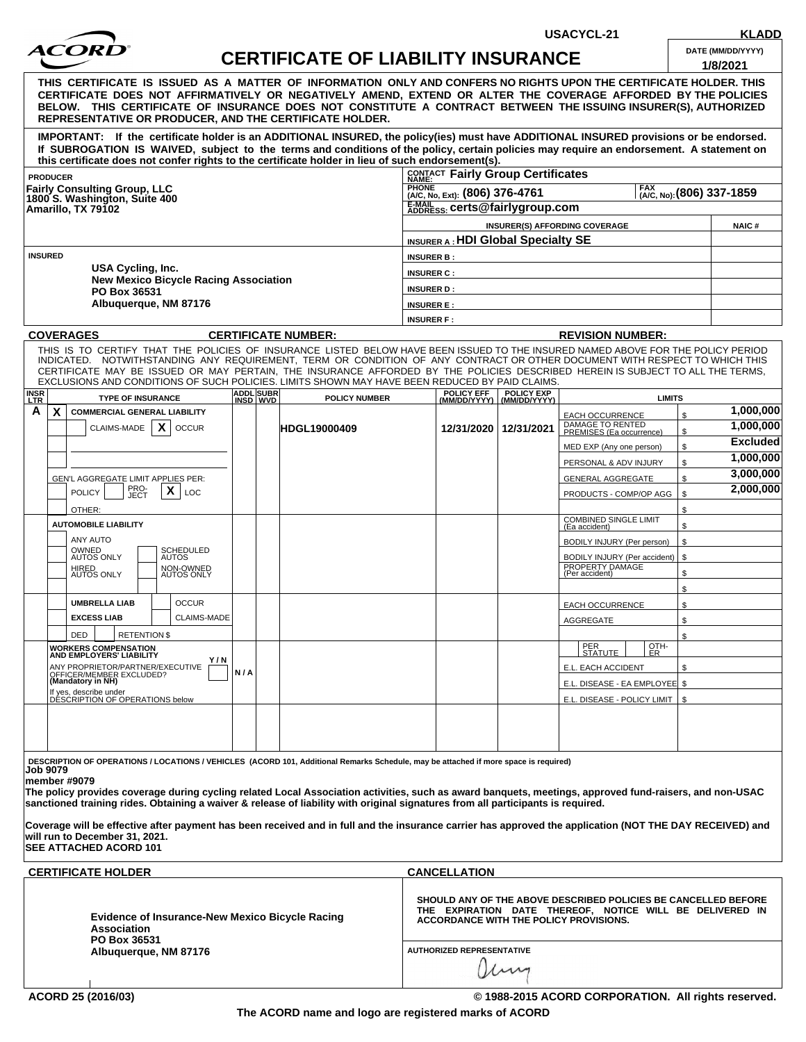USACYCL-21 KLADD

# ACORD CERTIFICATE OF LIABILITY INSURANCE

DATE (MM/DD/YYYY): 1/8/2021

**THIS CERTIFICATE IS ISSUED AS A MATTER OF INFORMATION ONLY AND CONFERS NO RIGHTS UPON THE CERTIFICATE HOLDER. THIS CERTIFICATE DOES NOT AFFIRMATIVELY OR NEGATIVELY AMEND, EXTEND OR ALTER THE COVERAGE AFFORDED BY THE POLICIES BELOW. THIS CERTIFICATE OF INSURANCE DOES NOT CONSTITUTE A CONTRACT BETWEEN THE ISSUING INSURER(S), AUTHORIZED REPRESENTATIVE OR PRODUCER, AND THE CERTIFICATE HOLDER.**

**IMPORTANT: If the certificate holder is an ADDITIONAL INSURED, the policy(ies) must have ADDITIONAL INSURED provisions or be endorsed. If SUBROGATION IS WAIVED, subject to the terms and conditions of the policy, certain policies may require an endorsement. A statement on this certificate does not confer rights to the certificate holder in lieu of such endorsement(s).**

**PRODUCER**
Fairly Consulting Group, LLC
1800 S. Washington, Suite 400
Amarillo, TX 79102

CONTACT NAME: Fairly Group Certificates
PHONE (A/C, No, Ext): (806) 376-4761
FAX (A/C, No): (806) 337-1859
E-MAIL ADDRESS: certs@fairlygroup.com

| INSURER(S) AFFORDING COVERAGE | NAIC # |
|---|---|
| INSURER A : HDI Global Specialty SE | |
| INSURER B : | |
| INSURER C : | |
| INSURER D : | |
| INSURER E : | |
| INSURER F : | |

**INSURED**
USA Cycling, Inc.
New Mexico Bicycle Racing Association
PO Box 36531
Albuquerque, NM 87176

**COVERAGES** CERTIFICATE NUMBER: REVISION NUMBER:

THIS IS TO CERTIFY THAT THE POLICIES OF INSURANCE LISTED BELOW HAVE BEEN ISSUED TO THE INSURED NAMED ABOVE FOR THE POLICY PERIOD INDICATED. NOTWITHSTANDING ANY REQUIREMENT, TERM OR CONDITION OF ANY CONTRACT OR OTHER DOCUMENT WITH RESPECT TO WHICH THIS CERTIFICATE MAY BE ISSUED OR MAY PERTAIN, THE INSURANCE AFFORDED BY THE POLICIES DESCRIBED HEREIN IS SUBJECT TO ALL THE TERMS, EXCLUSIONS AND CONDITIONS OF SUCH POLICIES. LIMITS SHOWN MAY HAVE BEEN REDUCED BY PAID CLAIMS.

| INSR LTR | TYPE OF INSURANCE | ADDL INSD | SUBR WVD | POLICY NUMBER | POLICY EFF (MM/DD/YYYY) | POLICY EXP (MM/DD/YYYY) | LIMITS | |
|---|---|---|---|---|---|---|---|---|
| A | X COMMERCIAL GENERAL LIABILITY | | | | | | EACH OCCURRENCE | $ 1,000,000 |
| | CLAIMS-MADE [X] OCCUR | | | HDGL19000409 | 12/31/2020 | 12/31/2021 | DAMAGE TO RENTED PREMISES (Ea occurrence) | $ 1,000,000 |
| | | | | | | | MED EXP (Any one person) | $ Excluded |
| | | | | | | | PERSONAL & ADV INJURY | $ 1,000,000 |
| | GEN'L AGGREGATE LIMIT APPLIES PER: | | | | | | GENERAL AGGREGATE | $ 3,000,000 |
| | POLICY [ ] PRO-JECT [ ] LOC [X] | | | | | | PRODUCTS - COMP/OP AGG | $ 2,000,000 |
| | OTHER: | | | | | | | $ |
| | AUTOMOBILE LIABILITY | | | | | | COMBINED SINGLE LIMIT (Ea accident) | $ |
| | ANY AUTO | | | | | | BODILY INJURY (Per person) | $ |
| | OWNED AUTOS ONLY / SCHEDULED AUTOS | | | | | | BODILY INJURY (Per accident) | $ |
| | HIRED AUTOS ONLY / NON-OWNED AUTOS ONLY | | | | | | PROPERTY DAMAGE (Per accident) | $ |
| | | | | | | | | $ |
| | UMBRELLA LIAB / OCCUR | | | | | | EACH OCCURRENCE | $ |
| | EXCESS LIAB / CLAIMS-MADE | | | | | | AGGREGATE | $ |
| | DED / RETENTION $ | | | | | | | $ |
| | WORKERS COMPENSATION AND EMPLOYERS' LIABILITY Y/N | | | | | | PER STATUTE / OTH-ER | |
| | ANY PROPRIETOR/PARTNER/EXECUTIVE OFFICER/MEMBER EXCLUDED? (Mandatory in NH) | N / A | | | | | E.L. EACH ACCIDENT | $ |
| | If yes, describe under DESCRIPTION OF OPERATIONS below | | | | | | E.L. DISEASE - EA EMPLOYEE | $ |
| | | | | | | | E.L. DISEASE - POLICY LIMIT | $ |

**DESCRIPTION OF OPERATIONS / LOCATIONS / VEHICLES** (ACORD 101, Additional Remarks Schedule, may be attached if more space is required)

**Job 9079**
**member #9079**
**The policy provides coverage during cycling related Local Association activities, such as award banquets, meetings, approved fund-raisers, and non-USAC sanctioned training rides. Obtaining a waiver & release of liability with original signatures from all participants is required.**

**Coverage will be effective after payment has been received and in full and the insurance carrier has approved the application (NOT THE DAY RECEIVED) and will run to December 31, 2021.**
**SEE ATTACHED ACORD 101**

**CERTIFICATE HOLDER**

Evidence of Insurance-New Mexico Bicycle Racing Association
PO Box 36531
Albuquerque, NM 87176

**CANCELLATION**

SHOULD ANY OF THE ABOVE DESCRIBED POLICIES BE CANCELLED BEFORE THE EXPIRATION DATE THEREOF, NOTICE WILL BE DELIVERED IN ACCORDANCE WITH THE POLICY PROVISIONS.

AUTHORIZED REPRESENTATIVE

ACORD 25 (2016/03) © 1988-2015 ACORD CORPORATION. All rights reserved.

The ACORD name and logo are registered marks of ACORD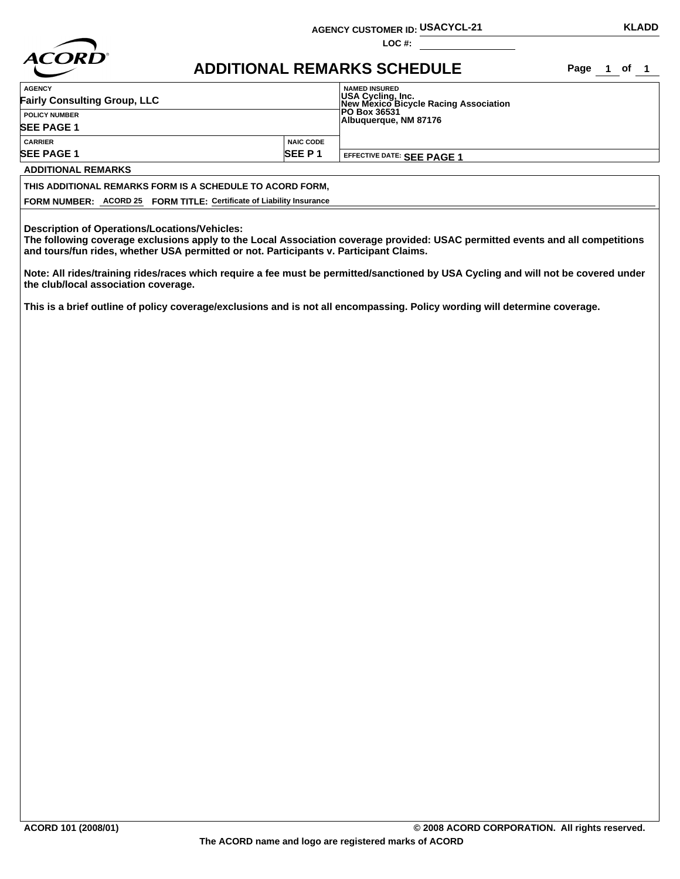AGENCY CUSTOMER ID: USACYCL-21 KLADD

LOC #:

# ADDITIONAL REMARKS SCHEDULE

| | |
|---|---|
| **AGENCY**<br>Fairly Consulting Group, LLC | **NAMED INSURED**<br>USA Cycling, Inc.<br>New Mexico Bicycle Racing Association<br>PO Box 36531<br>Albuquerque, NM 87176 |
| **POLICY NUMBER**<br>SEE PAGE 1 | |
| **CARRIER**<br>SEE PAGE 1 / **NAIC CODE**<br>SEE P 1 | **EFFECTIVE DATE:** SEE PAGE 1 |

## ADDITIONAL REMARKS

THIS ADDITIONAL REMARKS FORM IS A SCHEDULE TO ACORD FORM,

FORM NUMBER: ACORD 25 FORM TITLE: Certificate of Liability Insurance

**Description of Operations/Locations/Vehicles:**
**The following coverage exclusions apply to the Local Association coverage provided: USAC permitted events and all competitions and tours/fun rides, whether USA permitted or not. Participants v. Participant Claims.**

**Note: All rides/training rides/races which require a fee must be permitted/sanctioned by USA Cycling and will not be covered under the club/local association coverage.**

**This is a brief outline of policy coverage/exclusions and is not all encompassing. Policy wording will determine coverage.**

ACORD 101 (2008/01) © 2008 ACORD CORPORATION. All rights reserved.

The ACORD name and logo are registered marks of ACORD